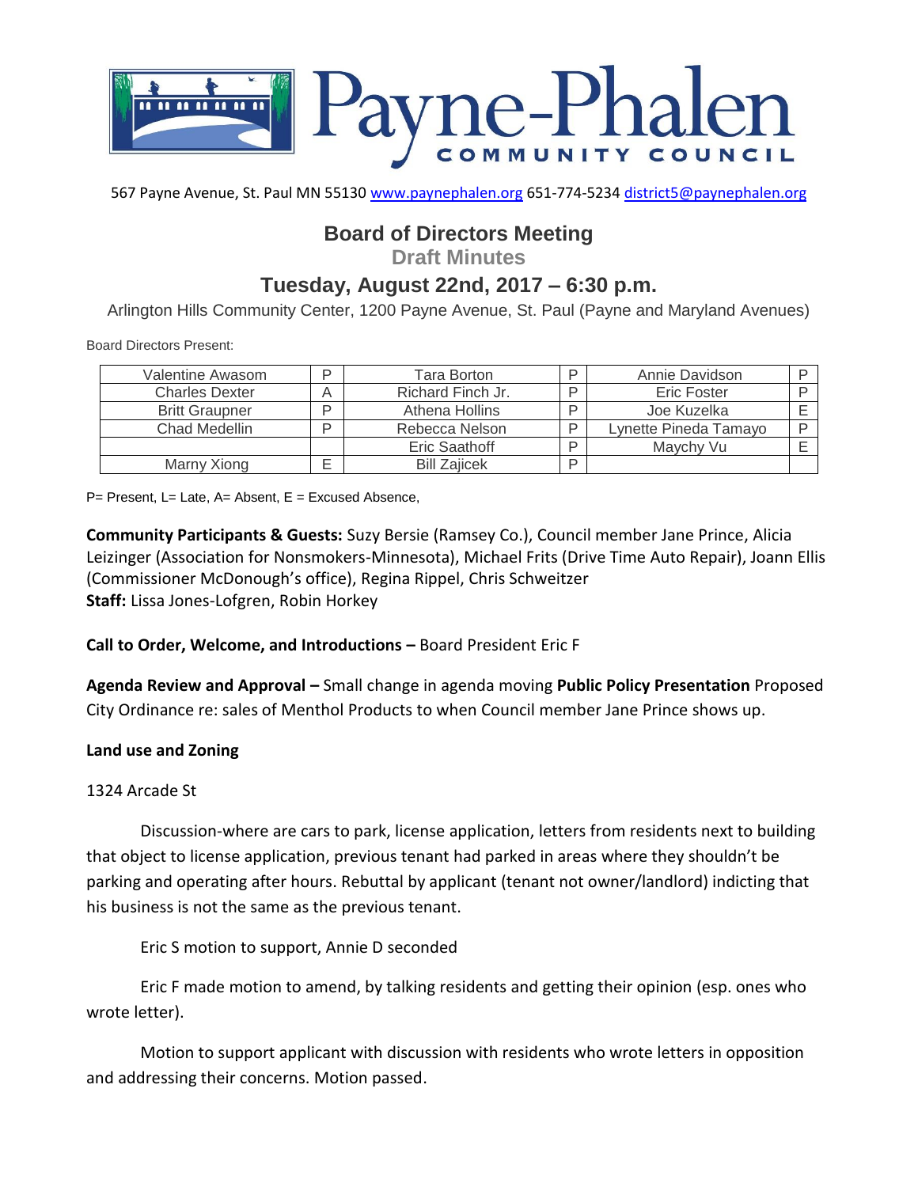# Payne-Phalen COMMUNITY COUNCIL

567 Payne Avenue, St. Paul MN 55130 www.paynephalen.org 651-774-5234 district5@paynephalen.org

## Board of Directors Meeting

### Draft Minutes

## Tuesday, August 22nd, 2017 – 6:30 p.m.

Arlington Hills Community Center, 1200 Payne Avenue, St. Paul (Payne and Maryland Avenues)

Board Directors Present:

| Valentine Awasom | P | Tara Borton | P | Annie Davidson | P |
|---|---|---|---|---|---|
| Charles Dexter | A | Richard Finch Jr. | P | Eric Foster | P |
| Britt Graupner | P | Athena Hollins | P | Joe Kuzelka | E |
| Chad Medellin | P | Rebecca Nelson | P | Lynette Pineda Tamayo | P |
| | | Eric Saathoff | P | Maychy Vu | E |
| Marny Xiong | E | Bill Zajicek | P | | |

P= Present, L= Late, A= Absent, E = Excused Absence,

**Community Participants & Guests:** Suzy Bersie (Ramsey Co.), Council member Jane Prince, Alicia Leizinger (Association for Nonsmokers-Minnesota), Michael Frits (Drive Time Auto Repair), Joann Ellis (Commissioner McDonough's office), Regina Rippel, Chris Schweitzer
**Staff:** Lissa Jones-Lofgren, Robin Horkey

**Call to Order, Welcome, and Introductions –** Board President Eric F

**Agenda Review and Approval –** Small change in agenda moving **Public Policy Presentation** Proposed City Ordinance re: sales of Menthol Products to when Council member Jane Prince shows up.

**Land use and Zoning**

1324 Arcade St

Discussion-where are cars to park, license application, letters from residents next to building that object to license application, previous tenant had parked in areas where they shouldn't be parking and operating after hours. Rebuttal by applicant (tenant not owner/landlord) indicting that his business is not the same as the previous tenant.

Eric S motion to support, Annie D seconded

Eric F made motion to amend, by talking residents and getting their opinion (esp. ones who wrote letter).

Motion to support applicant with discussion with residents who wrote letters in opposition and addressing their concerns. Motion passed.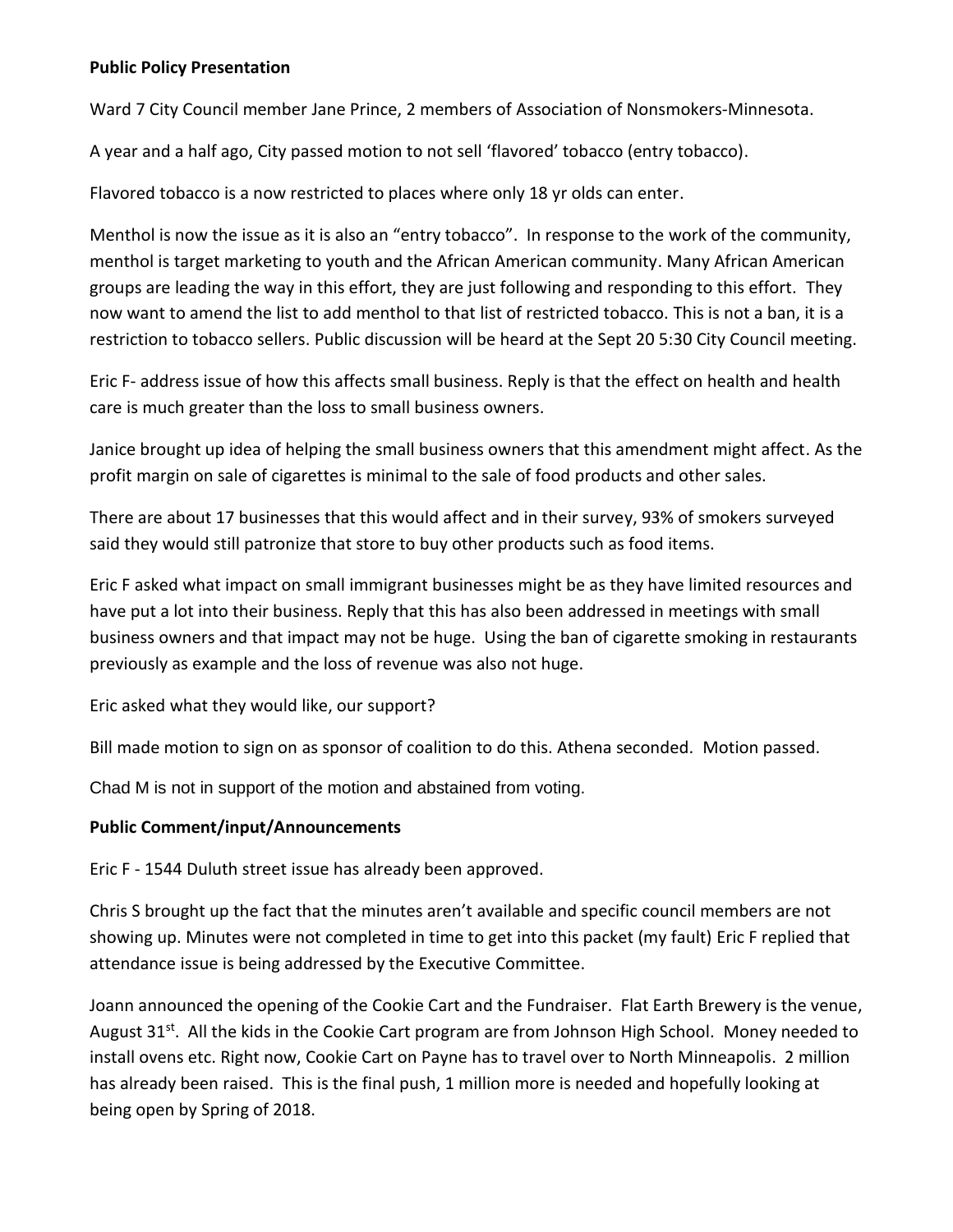**Public Policy Presentation**

Ward 7 City Council member Jane Prince, 2 members of Association of Nonsmokers-Minnesota.

A year and a half ago, City passed motion to not sell 'flavored' tobacco (entry tobacco).

Flavored tobacco is a now restricted to places where only 18 yr olds can enter.

Menthol is now the issue as it is also an "entry tobacco". In response to the work of the community, menthol is target marketing to youth and the African American community. Many African American groups are leading the way in this effort, they are just following and responding to this effort. They now want to amend the list to add menthol to that list of restricted tobacco. This is not a ban, it is a restriction to tobacco sellers. Public discussion will be heard at the Sept 20 5:30 City Council meeting.

Eric F- address issue of how this affects small business. Reply is that the effect on health and health care is much greater than the loss to small business owners.

Janice brought up idea of helping the small business owners that this amendment might affect. As the profit margin on sale of cigarettes is minimal to the sale of food products and other sales.

There are about 17 businesses that this would affect and in their survey, 93% of smokers surveyed said they would still patronize that store to buy other products such as food items.

Eric F asked what impact on small immigrant businesses might be as they have limited resources and have put a lot into their business. Reply that this has also been addressed in meetings with small business owners and that impact may not be huge. Using the ban of cigarette smoking in restaurants previously as example and the loss of revenue was also not huge.

Eric asked what they would like, our support?

Bill made motion to sign on as sponsor of coalition to do this. Athena seconded. Motion passed.

Chad M is not in support of the motion and abstained from voting.

**Public Comment/input/Announcements**

Eric F - 1544 Duluth street issue has already been approved.

Chris S brought up the fact that the minutes aren't available and specific council members are not showing up. Minutes were not completed in time to get into this packet (my fault) Eric F replied that attendance issue is being addressed by the Executive Committee.

Joann announced the opening of the Cookie Cart and the Fundraiser. Flat Earth Brewery is the venue, August 31st. All the kids in the Cookie Cart program are from Johnson High School. Money needed to install ovens etc. Right now, Cookie Cart on Payne has to travel over to North Minneapolis. 2 million has already been raised. This is the final push, 1 million more is needed and hopefully looking at being open by Spring of 2018.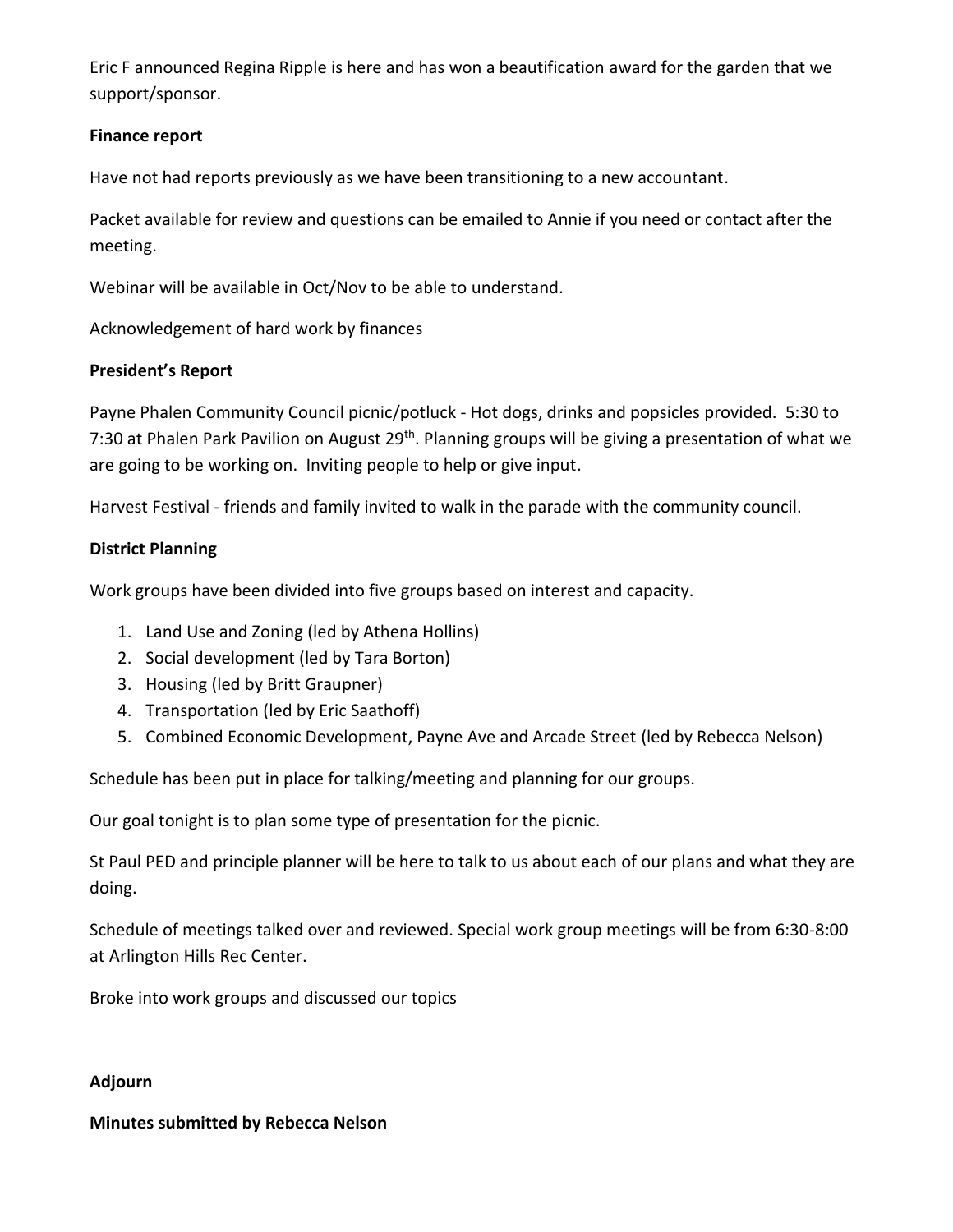Eric F announced Regina Ripple is here and has won a beautification award for the garden that we support/sponsor.

**Finance report**

Have not had reports previously as we have been transitioning to a new accountant.

Packet available for review and questions can be emailed to Annie if you need or contact after the meeting.

Webinar will be available in Oct/Nov to be able to understand.

Acknowledgement of hard work by finances

**President's Report**

Payne Phalen Community Council picnic/potluck - Hot dogs, drinks and popsicles provided. 5:30 to 7:30 at Phalen Park Pavilion on August 29th. Planning groups will be giving a presentation of what we are going to be working on. Inviting people to help or give input.

Harvest Festival - friends and family invited to walk in the parade with the community council.

**District Planning**

Work groups have been divided into five groups based on interest and capacity.

1. Land Use and Zoning (led by Athena Hollins)
2. Social development (led by Tara Borton)
3. Housing (led by Britt Graupner)
4. Transportation (led by Eric Saathoff)
5. Combined Economic Development, Payne Ave and Arcade Street (led by Rebecca Nelson)

Schedule has been put in place for talking/meeting and planning for our groups.

Our goal tonight is to plan some type of presentation for the picnic.

St Paul PED and principle planner will be here to talk to us about each of our plans and what they are doing.

Schedule of meetings talked over and reviewed. Special work group meetings will be from 6:30-8:00 at Arlington Hills Rec Center.

Broke into work groups and discussed our topics

**Adjourn**

**Minutes submitted by Rebecca Nelson**